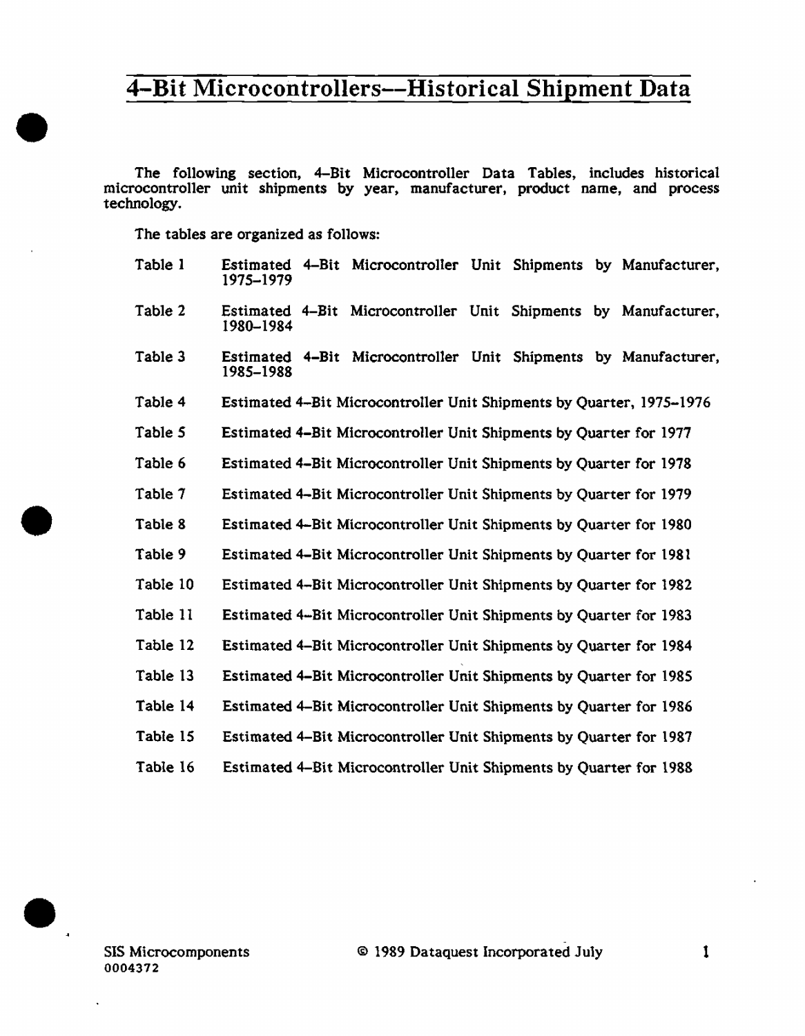# 4-Bit Microcontrollers--Historical Shipment Data

The following section, 4-Bit Microcontroller Data Tables, includes historical microcontroller unit shipments by year, manufacturer, product name, and process technology.

The tables are organized as follows:

| | |
|---|---|
| Table 1 | Estimated 4-Bit Microcontroller Unit Shipments by Manufacturer, 1975-1979 |
| Table 2 | Estimated 4-Bit Microcontroller Unit Shipments by Manufacturer, 1980-1984 |
| Table 3 | Estimated 4-Bit Microcontroller Unit Shipments by Manufacturer, 1985-1988 |
| Table 4 | Estimated 4-Bit Microcontroller Unit Shipments by Quarter, 1975-1976 |
| Table 5 | Estimated 4-Bit Microcontroller Unit Shipments by Quarter for 1977 |
| Table 6 | Estimated 4-Bit Microcontroller Unit Shipments by Quarter for 1978 |
| Table 7 | Estimated 4-Bit Microcontroller Unit Shipments by Quarter for 1979 |
| Table 8 | Estimated 4-Bit Microcontroller Unit Shipments by Quarter for 1980 |
| Table 9 | Estimated 4-Bit Microcontroller Unit Shipments by Quarter for 1981 |
| Table 10 | Estimated 4-Bit Microcontroller Unit Shipments by Quarter for 1982 |
| Table 11 | Estimated 4-Bit Microcontroller Unit Shipments by Quarter for 1983 |
| Table 12 | Estimated 4-Bit Microcontroller Unit Shipments by Quarter for 1984 |
| Table 13 | Estimated 4-Bit Microcontroller Unit Shipments by Quarter for 1985 |
| Table 14 | Estimated 4-Bit Microcontroller Unit Shipments by Quarter for 1986 |
| Table 15 | Estimated 4-Bit Microcontroller Unit Shipments by Quarter for 1987 |
| Table 16 | Estimated 4-Bit Microcontroller Unit Shipments by Quarter for 1988 |

SIS Microcomponents
0004372

© 1989 Dataquest Incorporated July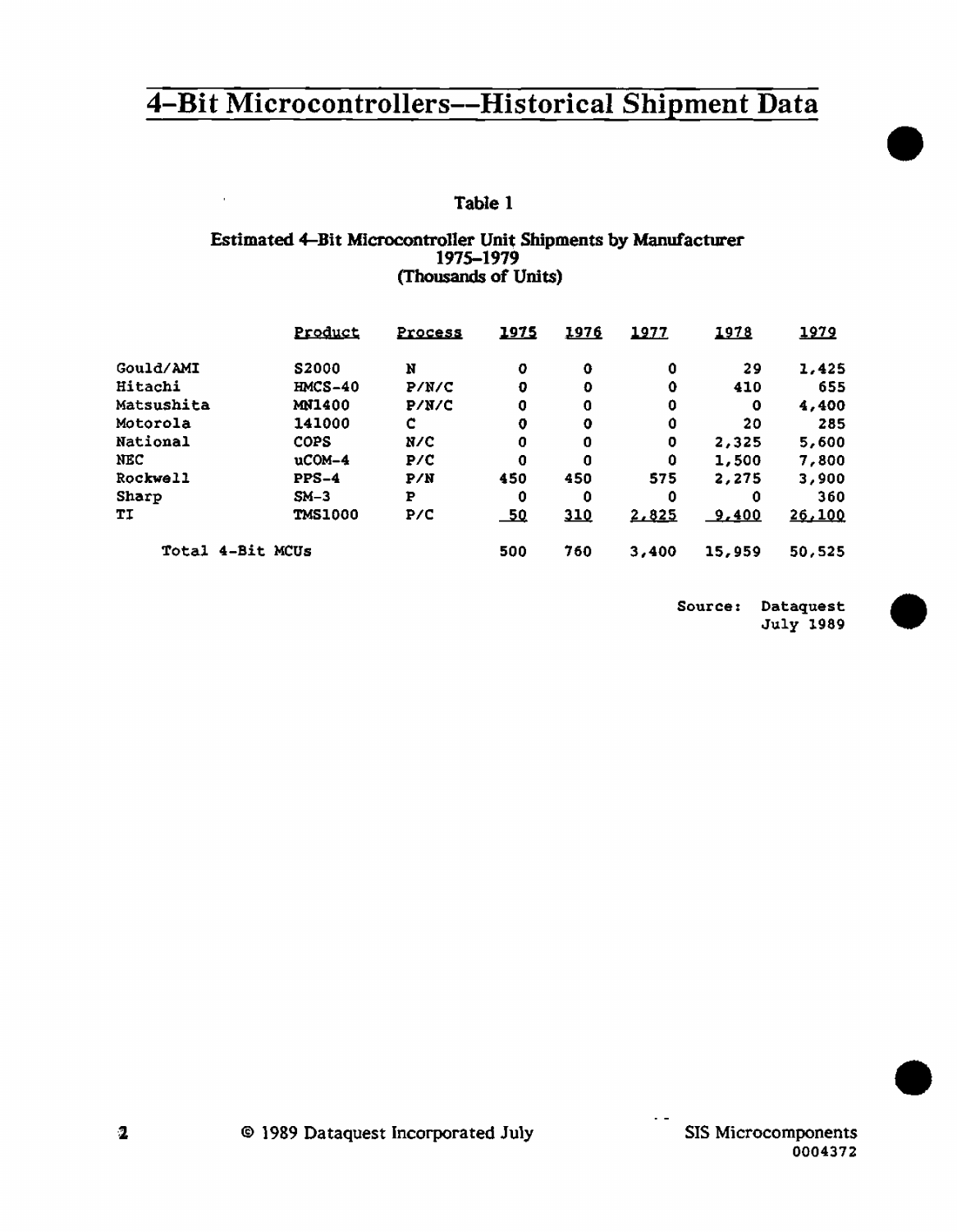# 4-Bit Microcontrollers--Historical Shipment Data

**Table 1**

**Estimated 4-Bit Microcontroller Unit Shipments by Manufacturer**
**1975-1979**
**(Thousands of Units)**

| | Product | Process | 1975 | 1976 | 1977 | 1978 | 1979 |
|---|---|---|---|---|---|---|---|
| Gould/AMI | S2000 | N | 0 | 0 | 0 | 29 | 1,425 |
| Hitachi | HMCS-40 | P/N/C | 0 | 0 | 0 | 410 | 655 |
| Matsushita | MN1400 | P/N/C | 0 | 0 | 0 | 0 | 4,400 |
| Motorola | 141000 | C | 0 | 0 | 0 | 20 | 285 |
| National | COPS | N/C | 0 | 0 | 0 | 2,325 | 5,600 |
| NEC | uCOM-4 | P/C | 0 | 0 | 0 | 1,500 | 7,800 |
| Rockwell | PPS-4 | P/N | 450 | 450 | 575 | 2,275 | 3,900 |
| Sharp | SM-3 | P | 0 | 0 | 0 | 0 | 360 |
| TI | TMS1000 | P/C | 50 | 310 | 2,825 | 9,400 | 26,100 |
| Total 4-Bit MCUs | | | 500 | 760 | 3,400 | 15,959 | 50,525 |

Source: Dataquest
July 1989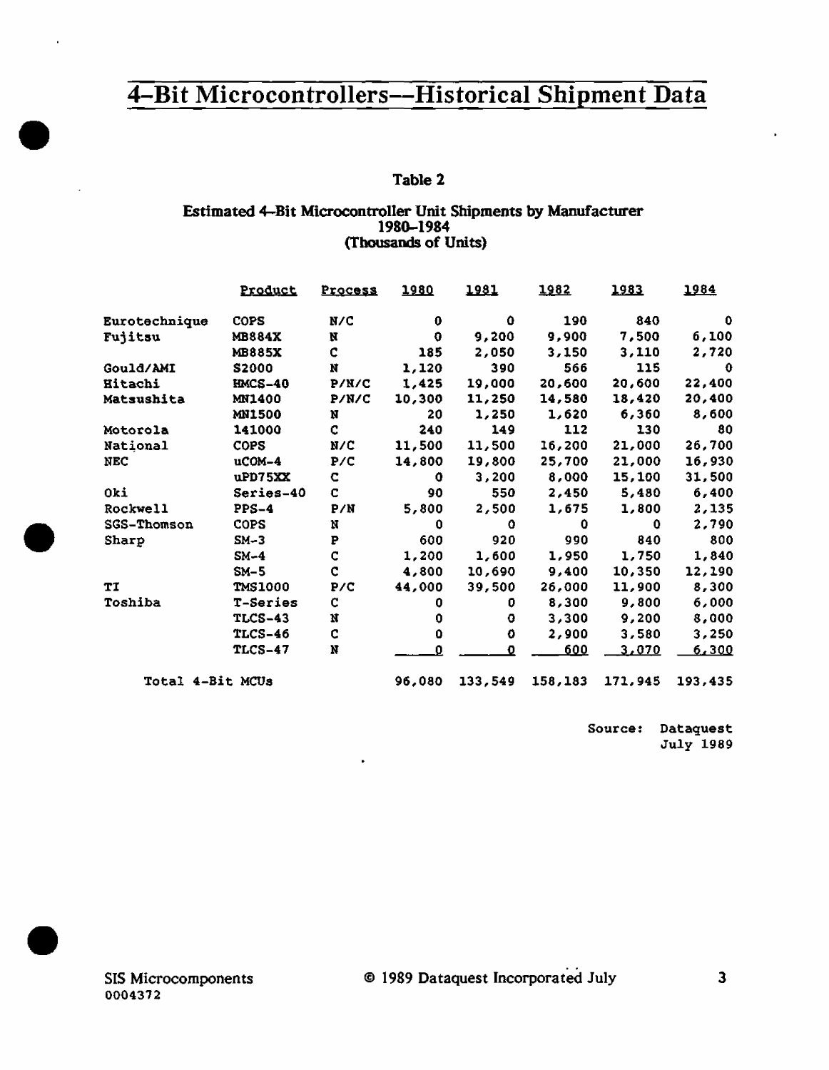# 4-Bit Microcontrollers--Historical Shipment Data

**Table 2**

**Estimated 4-Bit Microcontroller Unit Shipments by Manufacturer**
**1980-1984**
**(Thousands of Units)**

| | Product | Process | 1980 | 1981 | 1982 | 1983 | 1984 |
|---|---|---|---|---|---|---|---|
| Eurotechnique | COPS | N/C | 0 | 0 | 190 | 840 | 0 |
| Fujitsu | MB884X | N | 0 | 9,200 | 9,900 | 7,500 | 6,100 |
| | MB885X | C | 185 | 2,050 | 3,150 | 3,110 | 2,720 |
| Gould/AMI | S2000 | N | 1,120 | 390 | 566 | 115 | 0 |
| Hitachi | HMCS-40 | P/N/C | 1,425 | 19,000 | 20,600 | 20,600 | 22,400 |
| Matsushita | MN1400 | P/N/C | 10,300 | 11,250 | 14,580 | 18,420 | 20,400 |
| | MN1500 | N | 20 | 1,250 | 1,620 | 6,360 | 8,600 |
| Motorola | 141000 | C | 240 | 149 | 112 | 130 | 80 |
| National | COPS | N/C | 11,500 | 11,500 | 16,200 | 21,000 | 26,700 |
| NEC | uCOM-4 | P/C | 14,800 | 19,800 | 25,700 | 21,000 | 16,930 |
| | uPD75XX | C | 0 | 3,200 | 8,000 | 15,100 | 31,500 |
| Oki | Series-40 | C | 90 | 550 | 2,450 | 5,480 | 6,400 |
| Rockwell | PPS-4 | P/N | 5,800 | 2,500 | 1,675 | 1,800 | 2,135 |
| SGS-Thomson | COPS | N | 0 | 0 | 0 | 0 | 2,790 |
| Sharp | SM-3 | P | 600 | 920 | 990 | 840 | 800 |
| | SM-4 | C | 1,200 | 1,600 | 1,950 | 1,750 | 1,840 |
| | SM-5 | C | 4,800 | 10,690 | 9,400 | 10,350 | 12,190 |
| TI | TMS1000 | P/C | 44,000 | 39,500 | 26,000 | 11,900 | 8,300 |
| Toshiba | T-Series | C | 0 | 0 | 8,300 | 9,800 | 6,000 |
| | TLCS-43 | N | 0 | 0 | 3,300 | 9,200 | 8,000 |
| | TLCS-46 | C | 0 | 0 | 2,900 | 3,580 | 3,250 |
| | TLCS-47 | N | 0 | 0 | 600 | 3,070 | 6,300 |
| Total 4-Bit MCUs | | | 96,080 | 133,549 | 158,183 | 171,945 | 193,435 |

Source: Dataquest
July 1989

SIS Microcomponents
0004372

© 1989 Dataquest Incorporated July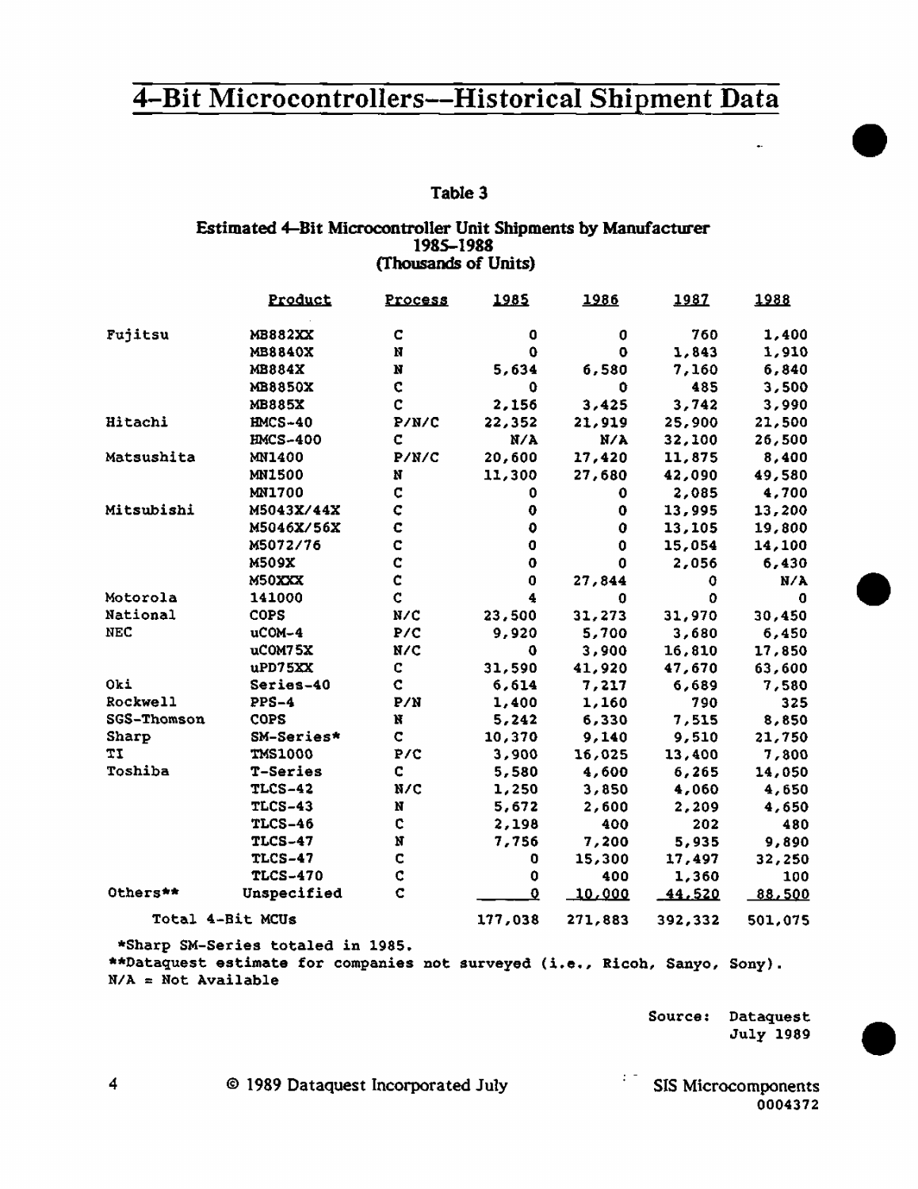# 4-Bit Microcontrollers--Historical Shipment Data

### Table 3

**Estimated 4-Bit Microcontroller Unit Shipments by Manufacturer**
**1985-1988**
**(Thousands of Units)**

| | Product | Process | 1985 | 1986 | 1987 | 1988 |
|---|---|---|---|---|---|---|
| Fujitsu | MB882XX | C | 0 | 0 | 760 | 1,400 |
| | MB8840X | N | 0 | 0 | 1,843 | 1,910 |
| | MB884X | N | 5,634 | 6,580 | 7,160 | 6,840 |
| | MB8850X | C | 0 | 0 | 485 | 3,500 |
| | MB885X | C | 2,156 | 3,425 | 3,742 | 3,990 |
| Hitachi | HMCS-40 | P/N/C | 22,352 | 21,919 | 25,900 | 21,500 |
| | HMCS-400 | C | N/A | N/A | 32,100 | 26,500 |
| Matsushita | MN1400 | P/N/C | 20,600 | 17,420 | 11,875 | 8,400 |
| | MN1500 | N | 11,300 | 27,680 | 42,090 | 49,580 |
| | MN1700 | C | 0 | 0 | 2,085 | 4,700 |
| Mitsubishi | M5043X/44X | C | 0 | 0 | 13,995 | 13,200 |
| | M5046X/56X | C | 0 | 0 | 13,105 | 19,800 |
| | M5072/76 | C | 0 | 0 | 15,054 | 14,100 |
| | M509X | C | 0 | 0 | 2,056 | 6,430 |
| | M50XXX | C | 0 | 27,844 | 0 | N/A |
| Motorola | 141000 | C | 4 | 0 | 0 | 0 |
| National | COPS | N/C | 23,500 | 31,273 | 31,970 | 30,450 |
| NEC | uCOM-4 | P/C | 9,920 | 5,700 | 3,680 | 6,450 |
| | uCOM75X | N/C | 0 | 3,900 | 16,810 | 17,850 |
| | uPD75XX | C | 31,590 | 41,920 | 47,670 | 63,600 |
| Oki | Series-40 | C | 6,614 | 7,217 | 6,689 | 7,580 |
| Rockwell | PPS-4 | P/N | 1,400 | 1,160 | 790 | 325 |
| SGS-Thomson | COPS | N | 5,242 | 6,330 | 7,515 | 8,850 |
| Sharp | SM-Series* | C | 10,370 | 9,140 | 9,510 | 21,750 |
| TI | TMS1000 | P/C | 3,900 | 16,025 | 13,400 | 7,800 |
| Toshiba | T-Series | C | 5,580 | 4,600 | 6,265 | 14,050 |
| | TLCS-42 | N/C | 1,250 | 3,850 | 4,060 | 4,650 |
| | TLCS-43 | N | 5,672 | 2,600 | 2,209 | 4,650 |
| | TLCS-46 | C | 2,198 | 400 | 202 | 480 |
| | TLCS-47 | N | 7,756 | 7,200 | 5,935 | 9,890 |
| | TLCS-47 | C | 0 | 15,300 | 17,497 | 32,250 |
| | TLCS-470 | C | 0 | 400 | 1,360 | 100 |
| Others** | Unspecified | C | 0 | 10,000 | 44,520 | 88,500 |
| Total 4-Bit MCUs | | | 177,038 | 271,883 | 392,332 | 501,075 |

*Sharp SM-Series totaled in 1985.
**Dataquest estimate for companies not surveyed (i.e., Ricoh, Sanyo, Sony).
N/A = Not Available

Source: Dataquest
July 1989

© 1989 Dataquest Incorporated July

SIS Microcomponents
0004372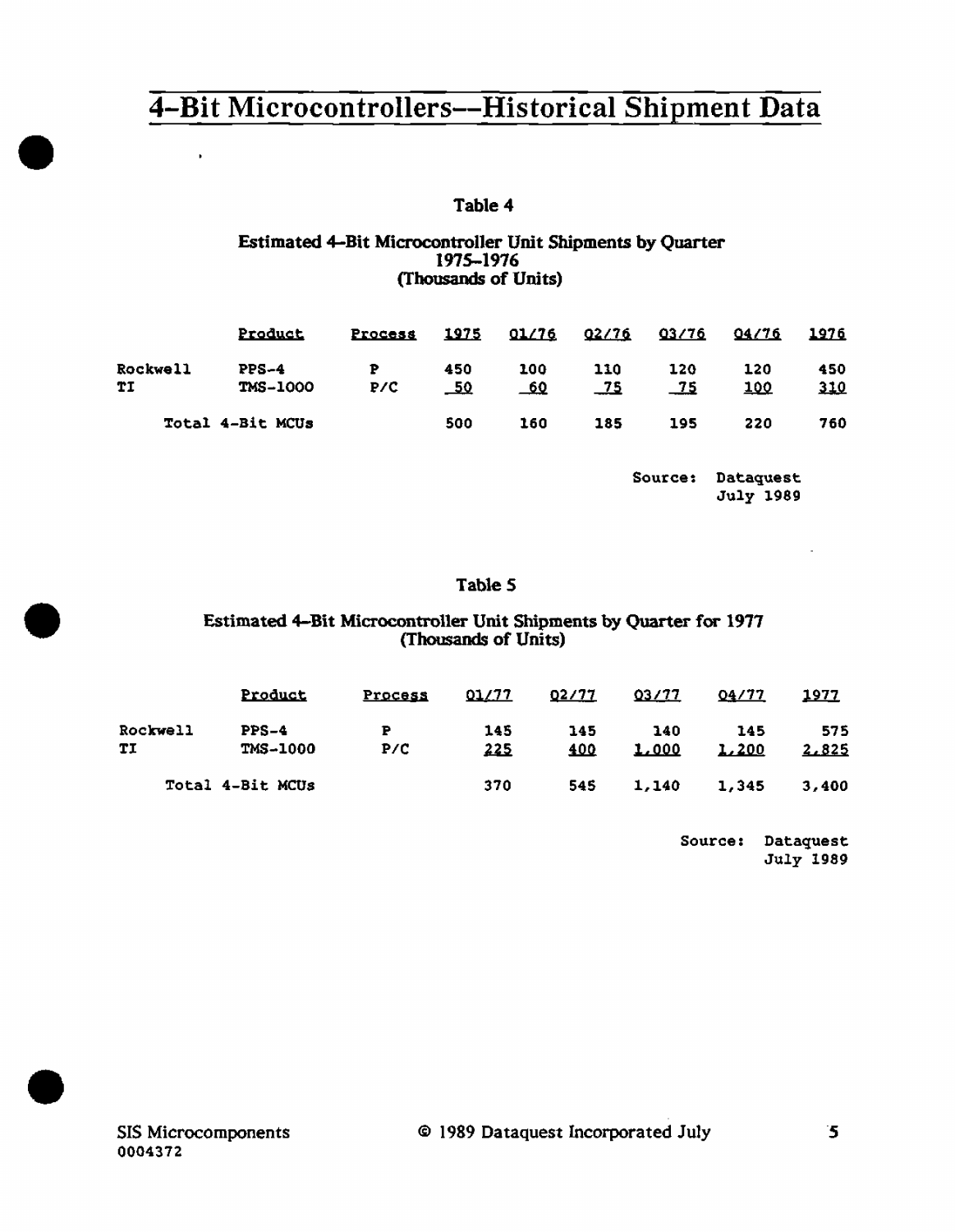# 4-Bit Microcontrollers--Historical Shipment Data

Table 4

**Estimated 4-Bit Microcontroller Unit Shipments by Quarter 1975-1976 (Thousands of Units)**

| | Product | Process | 1975 | Q1/76 | Q2/76 | Q3/76 | Q4/76 | 1976 |
|---|---|---|---|---|---|---|---|---|
| Rockwell | PPS-4 | P | 450 | 100 | 110 | 120 | 120 | 450 |
| TI | TMS-1000 | P/C | 50 | 60 | 75 | 75 | 100 | 310 |
| Total 4-Bit MCUs | | | 500 | 160 | 185 | 195 | 220 | 760 |

Source: Dataquest July 1989

Table 5

**Estimated 4-Bit Microcontroller Unit Shipments by Quarter for 1977 (Thousands of Units)**

| | Product | Process | Q1/77 | Q2/77 | Q3/77 | Q4/77 | 1977 |
|---|---|---|---|---|---|---|---|
| Rockwell | PPS-4 | P | 145 | 145 | 140 | 145 | 575 |
| TI | TMS-1000 | P/C | 225 | 400 | 1,000 | 1,200 | 2,825 |
| Total 4-Bit MCUs | | | 370 | 545 | 1,140 | 1,345 | 3,400 |

Source: Dataquest July 1989

SIS Microcomponents
0004372

© 1989 Dataquest Incorporated July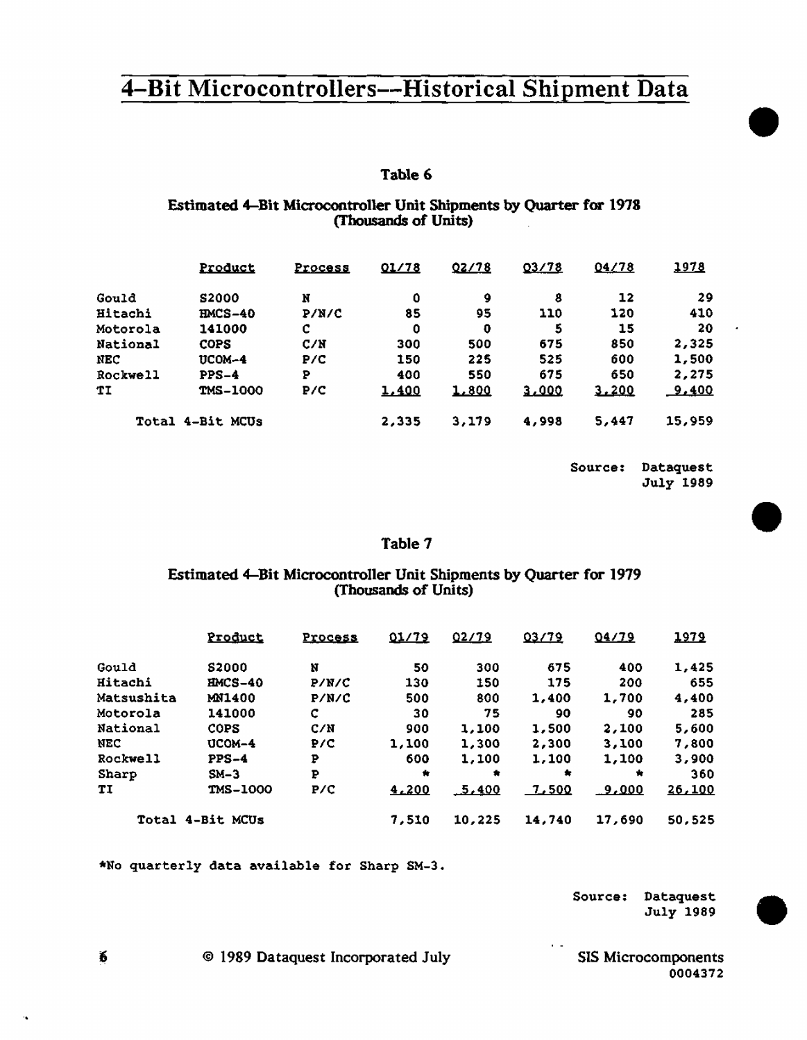# 4-Bit Microcontrollers—Historical Shipment Data

### Table 6

**Estimated 4-Bit Microcontroller Unit Shipments by Quarter for 1978 (Thousands of Units)**

| | Product | Process | Q1/78 | Q2/78 | Q3/78 | Q4/78 | 1978 |
|---|---|---|---|---|---|---|---|
| Gould | S2000 | N | 0 | 9 | 8 | 12 | 29 |
| Hitachi | HMCS-40 | P/N/C | 85 | 95 | 110 | 120 | 410 |
| Motorola | 141000 | C | 0 | 0 | 5 | 15 | 20 |
| National | COPS | C/N | 300 | 500 | 675 | 850 | 2,325 |
| NEC | UCOM-4 | P/C | 150 | 225 | 525 | 600 | 1,500 |
| Rockwell | PPS-4 | P | 400 | 550 | 675 | 650 | 2,275 |
| TI | TMS-1000 | P/C | 1,400 | 1,800 | 3,000 | 3,200 | 9,400 |
| Total 4-Bit MCUs | | | 2,335 | 3,179 | 4,998 | 5,447 | 15,959 |

Source: Dataquest July 1989

### Table 7

**Estimated 4-Bit Microcontroller Unit Shipments by Quarter for 1979 (Thousands of Units)**

| | Product | Process | Q1/79 | Q2/79 | Q3/79 | Q4/79 | 1979 |
|---|---|---|---|---|---|---|---|
| Gould | S2000 | N | 50 | 300 | 675 | 400 | 1,425 |
| Hitachi | HMCS-40 | P/N/C | 130 | 150 | 175 | 200 | 655 |
| Matsushita | MN1400 | P/N/C | 500 | 800 | 1,400 | 1,700 | 4,400 |
| Motorola | 141000 | C | 30 | 75 | 90 | 90 | 285 |
| National | COPS | C/N | 900 | 1,100 | 1,500 | 2,100 | 5,600 |
| NEC | UCOM-4 | P/C | 1,100 | 1,300 | 2,300 | 3,100 | 7,800 |
| Rockwell | PPS-4 | P | 600 | 1,100 | 1,100 | 1,100 | 3,900 |
| Sharp | SM-3 | P | * | * | * | * | 360 |
| TI | TMS-1000 | P/C | 4,200 | 5,400 | 7,500 | 9,000 | 26,100 |
| Total 4-Bit MCUs | | | 7,510 | 10,225 | 14,740 | 17,690 | 50,525 |

*No quarterly data available for Sharp SM-3.

Source: Dataquest July 1989

© 1989 Dataquest Incorporated July

SIS Microcomponents 0004372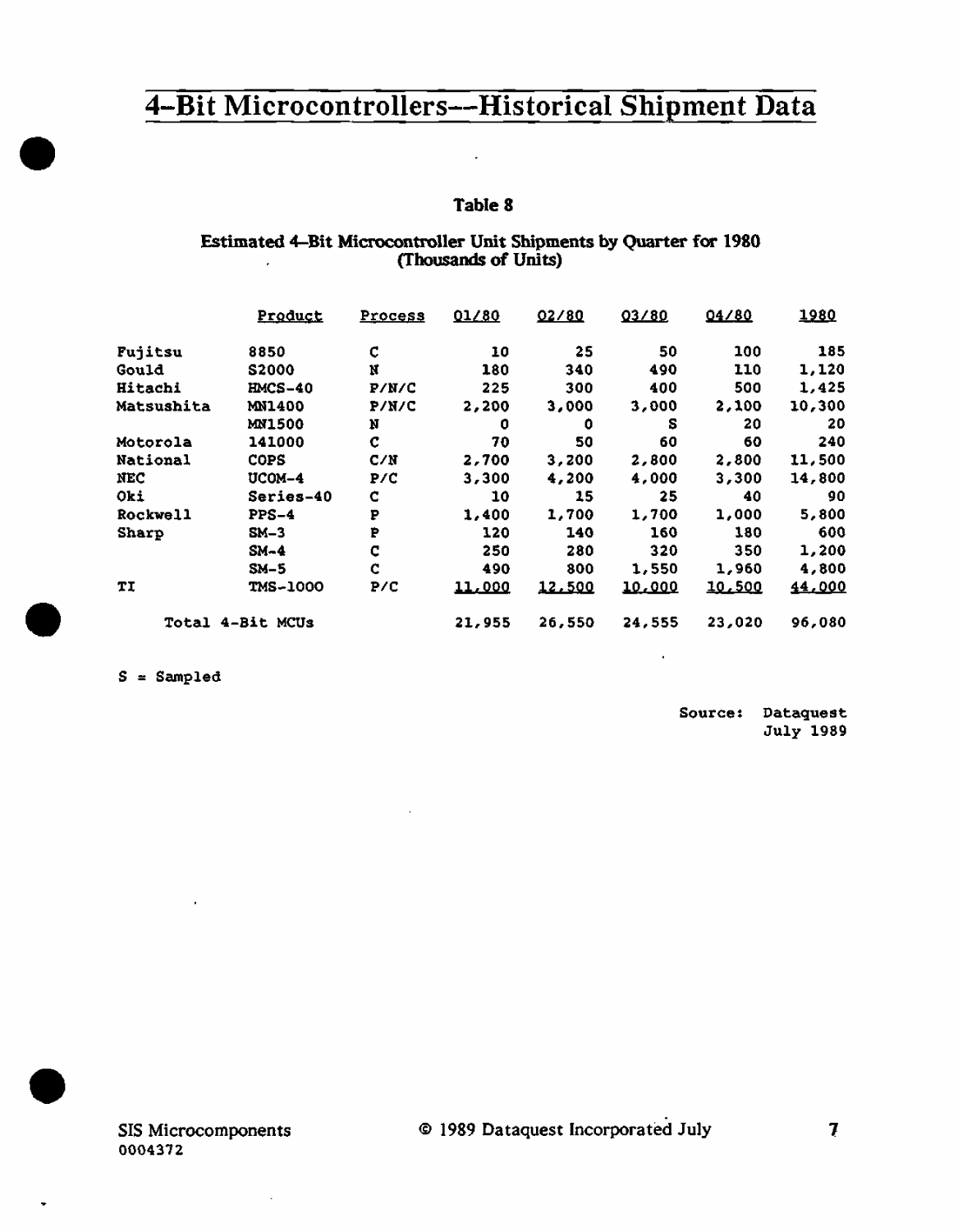# 4-Bit Microcontrollers—Historical Shipment Data

**Table 8**

**Estimated 4-Bit Microcontroller Unit Shipments by Quarter for 1980**
**(Thousands of Units)**

| | Product | Process | Q1/80 | Q2/80 | Q3/80 | Q4/80 | 1980 |
|---|---|---|---|---|---|---|---|
| Fujitsu | 8850 | C | 10 | 25 | 50 | 100 | 185 |
| Gould | S2000 | N | 180 | 340 | 490 | 110 | 1,120 |
| Hitachi | HMCS-40 | P/N/C | 225 | 300 | 400 | 500 | 1,425 |
| Matsushita | MN1400 | P/N/C | 2,200 | 3,000 | 3,000 | 2,100 | 10,300 |
| | MN1500 | N | 0 | 0 | S | 20 | 20 |
| Motorola | 141000 | C | 70 | 50 | 60 | 60 | 240 |
| National | COPS | C/N | 2,700 | 3,200 | 2,800 | 2,800 | 11,500 |
| NEC | UCOM-4 | P/C | 3,300 | 4,200 | 4,000 | 3,300 | 14,800 |
| Oki | Series-40 | C | 10 | 15 | 25 | 40 | 90 |
| Rockwell | PPS-4 | P | 1,400 | 1,700 | 1,700 | 1,000 | 5,800 |
| Sharp | SM-3 | P | 120 | 140 | 160 | 180 | 600 |
| | SM-4 | C | 250 | 280 | 320 | 350 | 1,200 |
| | SM-5 | C | 490 | 800 | 1,550 | 1,960 | 4,800 |
| TI | TMS-1000 | P/C | 11,000 | 12,500 | 10,000 | 10,500 | 44,000 |
| Total 4-Bit MCUs | | | 21,955 | 26,550 | 24,555 | 23,020 | 96,080 |

S = Sampled

Source: Dataquest
July 1989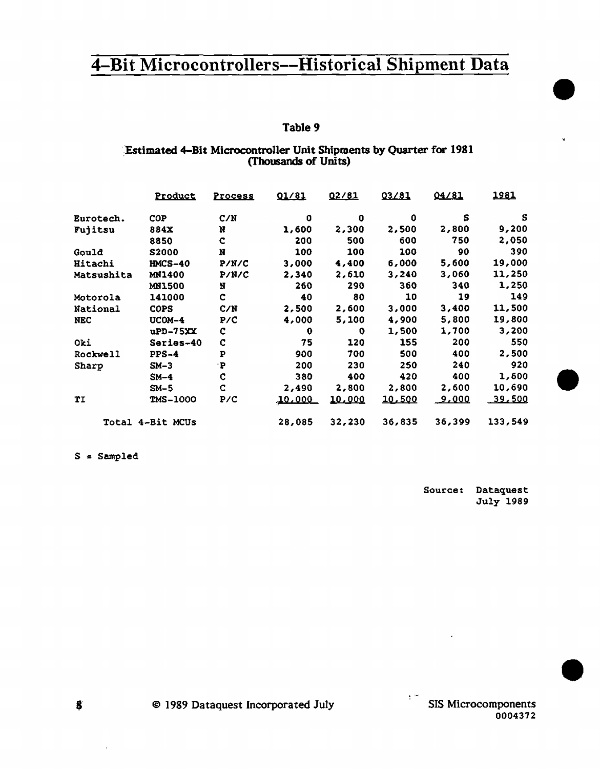# 4-Bit Microcontrollers--Historical Shipment Data

### Table 9

### Estimated 4-Bit Microcontroller Unit Shipments by Quarter for 1981 (Thousands of Units)

| | Product | Process | Q1/81 | Q2/81 | Q3/81 | Q4/81 | 1981 |
|---|---|---|---|---|---|---|---|
| Eurotech. | COP | C/N | 0 | 0 | 0 | S | S |
| Fujitsu | 884X | N | 1,600 | 2,300 | 2,500 | 2,800 | 9,200 |
| | 8850 | C | 200 | 500 | 600 | 750 | 2,050 |
| Gould | S2000 | N | 100 | 100 | 100 | 90 | 390 |
| Hitachi | HMCS-40 | P/N/C | 3,000 | 4,400 | 6,000 | 5,600 | 19,000 |
| Matsushita | MN1400 | P/N/C | 2,340 | 2,610 | 3,240 | 3,060 | 11,250 |
| | MN1500 | N | 260 | 290 | 360 | 340 | 1,250 |
| Motorola | 141000 | C | 40 | 80 | 10 | 19 | 149 |
| National | COPS | C/N | 2,500 | 2,600 | 3,000 | 3,400 | 11,500 |
| NEC | UCOM-4 | P/C | 4,000 | 5,100 | 4,900 | 5,800 | 19,800 |
| | uPD-75XX | C | 0 | 0 | 1,500 | 1,700 | 3,200 |
| Oki | Series-40 | C | 75 | 120 | 155 | 200 | 550 |
| Rockwell | PPS-4 | P | 900 | 700 | 500 | 400 | 2,500 |
| Sharp | SM-3 | P | 200 | 230 | 250 | 240 | 920 |
| | SM-4 | C | 380 | 400 | 420 | 400 | 1,600 |
| | SM-5 | C | 2,490 | 2,800 | 2,800 | 2,600 | 10,690 |
| TI | TMS-1000 | P/C | 10,000 | 10,000 | 10,500 | 9,000 | 39,500 |
| Total 4-Bit MCUs | | | 28,085 | 32,230 | 36,835 | 36,399 | 133,549 |

S = Sampled

Source: Dataquest
July 1989

© 1989 Dataquest Incorporated July

SIS Microcomponents
0004372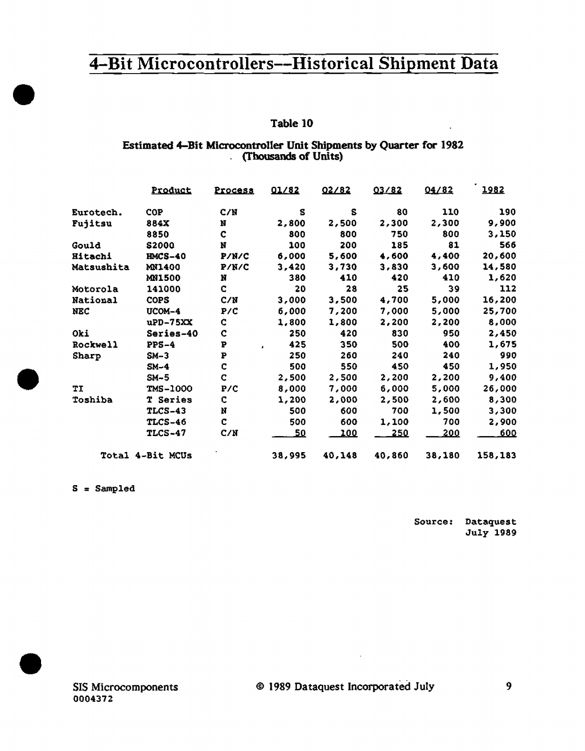# 4-Bit Microcontrollers--Historical Shipment Data

### Table 10

### Estimated 4-Bit Microcontroller Unit Shipments by Quarter for 1982 (Thousands of Units)

| | Product | Process | Q1/82 | Q2/82 | Q3/82 | Q4/82 | 1982 |
|---|---|---|---|---|---|---|---|
| Eurotech. | COP | C/N | S | S | 80 | 110 | 190 |
| Fujitsu | 884X | N | 2,800 | 2,500 | 2,300 | 2,300 | 9,900 |
| | 8850 | C | 800 | 800 | 750 | 800 | 3,150 |
| Gould | S2000 | N | 100 | 200 | 185 | 81 | 566 |
| Hitachi | HMCS-40 | P/N/C | 6,000 | 5,600 | 4,600 | 4,400 | 20,600 |
| Matsushita | MN1400 | P/N/C | 3,420 | 3,730 | 3,830 | 3,600 | 14,580 |
| | MN1500 | N | 380 | 410 | 420 | 410 | 1,620 |
| Motorola | 141000 | C | 20 | 28 | 25 | 39 | 112 |
| National | COPS | C/N | 3,000 | 3,500 | 4,700 | 5,000 | 16,200 |
| NEC | UCOM-4 | P/C | 6,000 | 7,200 | 7,000 | 5,000 | 25,700 |
| | uPD-75XX | C | 1,800 | 1,800 | 2,200 | 2,200 | 8,000 |
| Oki | Series-40 | C | 250 | 420 | 830 | 950 | 2,450 |
| Rockwell | PPS-4 | P | 425 | 350 | 500 | 400 | 1,675 |
| Sharp | SM-3 | P | 250 | 260 | 240 | 240 | 990 |
| | SM-4 | C | 500 | 550 | 450 | 450 | 1,950 |
| | SM-5 | C | 2,500 | 2,500 | 2,200 | 2,200 | 9,400 |
| TI | TMS-1000 | P/C | 8,000 | 7,000 | 6,000 | 5,000 | 26,000 |
| Toshiba | T Series | C | 1,200 | 2,000 | 2,500 | 2,600 | 8,300 |
| | TLCS-43 | N | 500 | 600 | 700 | 1,500 | 3,300 |
| | TLCS-46 | C | 500 | 600 | 1,100 | 700 | 2,900 |
| | TLCS-47 | C/N | 50 | 100 | 250 | 200 | 600 |
| Total 4-Bit MCUs | | | 38,995 | 40,148 | 40,860 | 38,180 | 158,183 |

S = Sampled

Source: Dataquest July 1989

SIS Microcomponents 0004372

© 1989 Dataquest Incorporated July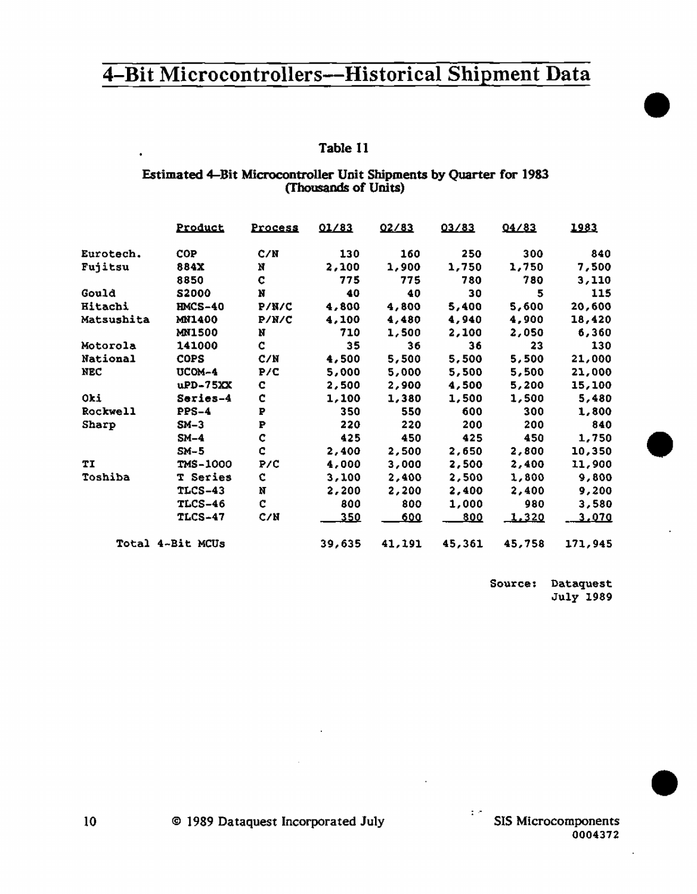# 4-Bit Microcontrollers—Historical Shipment Data

Table 11

Estimated 4-Bit Microcontroller Unit Shipments by Quarter for 1983
(Thousands of Units)

| | Product | Process | Q1/83 | Q2/83 | Q3/83 | Q4/83 | 1983 |
|---|---|---|---|---|---|---|---|
| Eurotech. | COP | C/N | 130 | 160 | 250 | 300 | 840 |
| Fujitsu | 884X | N | 2,100 | 1,900 | 1,750 | 1,750 | 7,500 |
| | 8850 | C | 775 | 775 | 780 | 780 | 3,110 |
| Gould | S2000 | N | 40 | 40 | 30 | 5 | 115 |
| Hitachi | HMCS-40 | P/N/C | 4,800 | 4,800 | 5,400 | 5,600 | 20,600 |
| Matsushita | MN1400 | P/N/C | 4,100 | 4,480 | 4,940 | 4,900 | 18,420 |
| | MN1500 | N | 710 | 1,500 | 2,100 | 2,050 | 6,360 |
| Motorola | 141000 | C | 35 | 36 | 36 | 23 | 130 |
| National | COPS | C/N | 4,500 | 5,500 | 5,500 | 5,500 | 21,000 |
| NEC | UCOM-4 | P/C | 5,000 | 5,000 | 5,500 | 5,500 | 21,000 |
| | uPD-75XX | C | 2,500 | 2,900 | 4,500 | 5,200 | 15,100 |
| Oki | Series-4 | C | 1,100 | 1,380 | 1,500 | 1,500 | 5,480 |
| Rockwell | PPS-4 | P | 350 | 550 | 600 | 300 | 1,800 |
| Sharp | SM-3 | P | 220 | 220 | 200 | 200 | 840 |
| | SM-4 | C | 425 | 450 | 425 | 450 | 1,750 |
| | SM-5 | C | 2,400 | 2,500 | 2,650 | 2,800 | 10,350 |
| TI | TMS-1000 | P/C | 4,000 | 3,000 | 2,500 | 2,400 | 11,900 |
| Toshiba | T Series | C | 3,100 | 2,400 | 2,500 | 1,800 | 9,800 |
| | TLCS-43 | N | 2,200 | 2,200 | 2,400 | 2,400 | 9,200 |
| | TLCS-46 | C | 800 | 800 | 1,000 | 980 | 3,580 |
| | TLCS-47 | C/N | 350 | 600 | 800 | 1,320 | 3,070 |
| Total 4-Bit MCUs | | | 39,635 | 41,191 | 45,361 | 45,758 | 171,945 |

Source: Dataquest
July 1989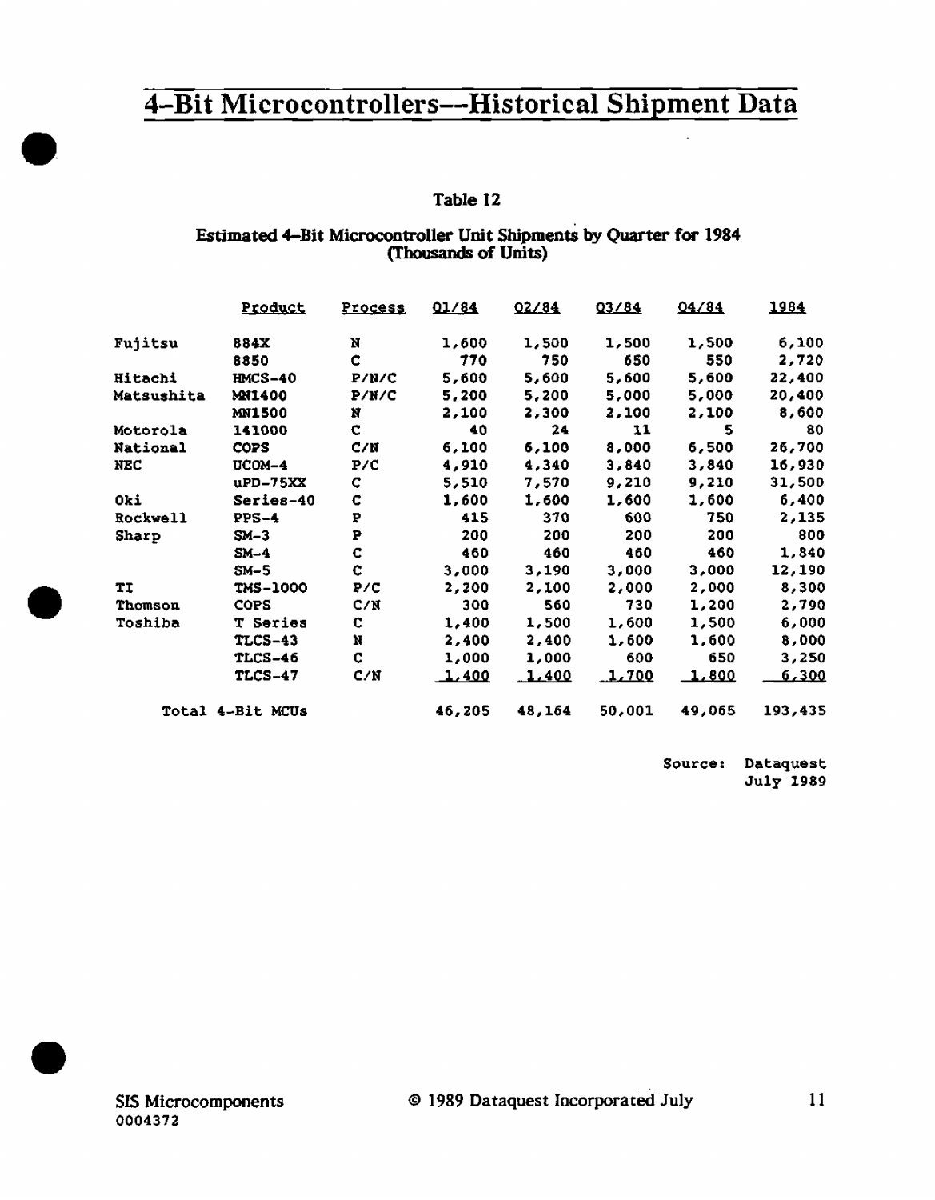# 4-Bit Microcontrollers—Historical Shipment Data

### Table 12

### Estimated 4-Bit Microcontroller Unit Shipments by Quarter for 1984 (Thousands of Units)

| | Product | Process | Q1/84 | Q2/84 | Q3/84 | Q4/84 | 1984 |
|---|---|---|---|---|---|---|---|
| Fujitsu | 884X | N | 1,600 | 1,500 | 1,500 | 1,500 | 6,100 |
| | 8850 | C | 770 | 750 | 650 | 550 | 2,720 |
| Hitachi | HMCS-40 | P/N/C | 5,600 | 5,600 | 5,600 | 5,600 | 22,400 |
| Matsushita | MN1400 | P/N/C | 5,200 | 5,200 | 5,000 | 5,000 | 20,400 |
| | MN1500 | N | 2,100 | 2,300 | 2,100 | 2,100 | 8,600 |
| Motorola | 141000 | C | 40 | 24 | 11 | 5 | 80 |
| National | COPS | C/N | 6,100 | 6,100 | 8,000 | 6,500 | 26,700 |
| NEC | UCOM-4 | P/C | 4,910 | 4,340 | 3,840 | 3,840 | 16,930 |
| | uPD-75XX | C | 5,510 | 7,570 | 9,210 | 9,210 | 31,500 |
| Oki | Series-40 | C | 1,600 | 1,600 | 1,600 | 1,600 | 6,400 |
| Rockwell | PPS-4 | P | 415 | 370 | 600 | 750 | 2,135 |
| Sharp | SM-3 | P | 200 | 200 | 200 | 200 | 800 |
| | SM-4 | C | 460 | 460 | 460 | 460 | 1,840 |
| | SM-5 | C | 3,000 | 3,190 | 3,000 | 3,000 | 12,190 |
| TI | TMS-1000 | P/C | 2,200 | 2,100 | 2,000 | 2,000 | 8,300 |
| Thomson | COPS | C/N | 300 | 560 | 730 | 1,200 | 2,790 |
| Toshiba | T Series | C | 1,400 | 1,500 | 1,600 | 1,500 | 6,000 |
| | TLCS-43 | N | 2,400 | 2,400 | 1,600 | 1,600 | 8,000 |
| | TLCS-46 | C | 1,000 | 1,000 | 600 | 650 | 3,250 |
| | TLCS-47 | C/N | 1,400 | 1,400 | 1,700 | 1,800 | 6,300 |
| Total 4-Bit MCUs | | | 46,205 | 48,164 | 50,001 | 49,065 | 193,435 |

Source: Dataquest
July 1989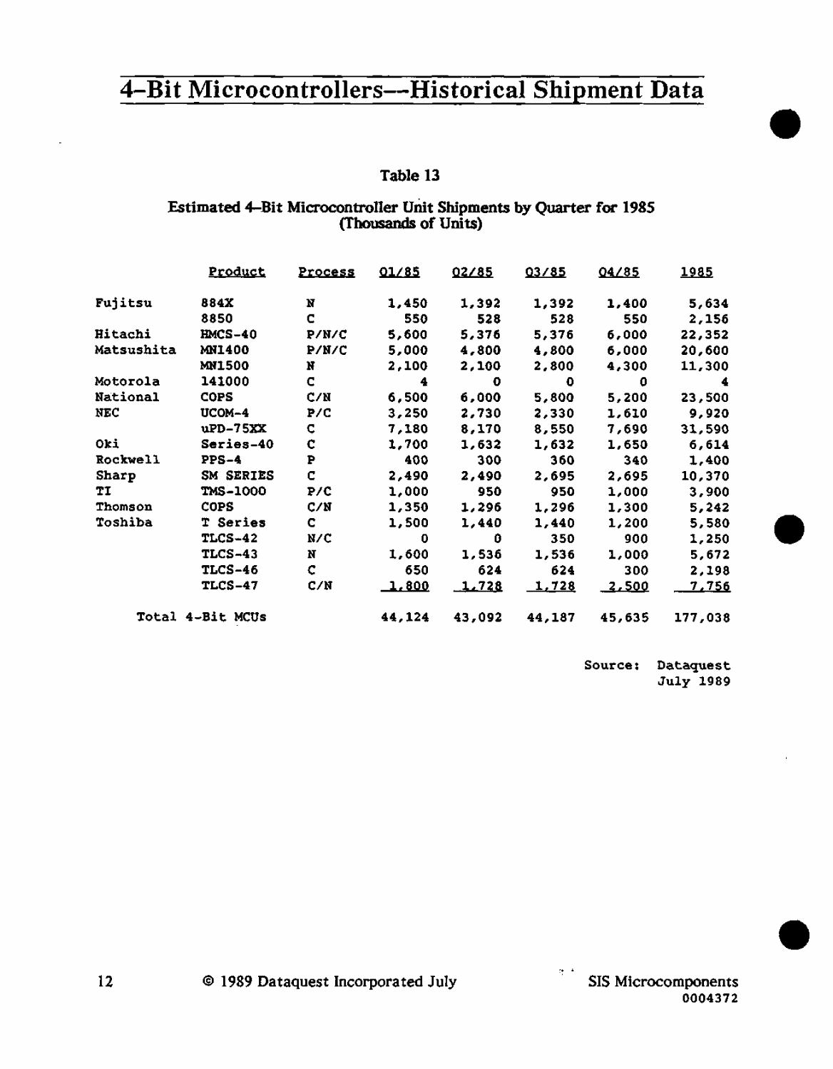# 4-Bit Microcontrollers—Historical Shipment Data

### Table 13

**Estimated 4-Bit Microcontroller Unit Shipments by Quarter for 1985**
**(Thousands of Units)**

| | Product | Process | Q1/85 | Q2/85 | Q3/85 | Q4/85 | 1985 |
|---|---|---|---|---|---|---|---|
| Fujitsu | 884X | N | 1,450 | 1,392 | 1,392 | 1,400 | 5,634 |
| | 8850 | C | 550 | 528 | 528 | 550 | 2,156 |
| Hitachi | HMCS-40 | P/N/C | 5,600 | 5,376 | 5,376 | 6,000 | 22,352 |
| Matsushita | MN1400 | P/N/C | 5,000 | 4,800 | 4,800 | 6,000 | 20,600 |
| | MN1500 | N | 2,100 | 2,100 | 2,800 | 4,300 | 11,300 |
| Motorola | 141000 | C | 4 | 0 | 0 | 0 | 4 |
| National | COPS | C/N | 6,500 | 6,000 | 5,800 | 5,200 | 23,500 |
| NEC | UCOM-4 | P/C | 3,250 | 2,730 | 2,330 | 1,610 | 9,920 |
| | uPD-75XX | C | 7,180 | 8,170 | 8,550 | 7,690 | 31,590 |
| Oki | Series-40 | C | 1,700 | 1,632 | 1,632 | 1,650 | 6,614 |
| Rockwell | PPS-4 | P | 400 | 300 | 360 | 340 | 1,400 |
| Sharp | SM SERIES | C | 2,490 | 2,490 | 2,695 | 2,695 | 10,370 |
| TI | TMS-1000 | P/C | 1,000 | 950 | 950 | 1,000 | 3,900 |
| Thomson | COPS | C/N | 1,350 | 1,296 | 1,296 | 1,300 | 5,242 |
| Toshiba | T Series | C | 1,500 | 1,440 | 1,440 | 1,200 | 5,580 |
| | TLCS-42 | N/C | 0 | 0 | 350 | 900 | 1,250 |
| | TLCS-43 | N | 1,600 | 1,536 | 1,536 | 1,000 | 5,672 |
| | TLCS-46 | C | 650 | 624 | 624 | 300 | 2,198 |
| | TLCS-47 | C/N | 1,800 | 1,728 | 1,728 | 2,500 | 7,756 |
| Total 4-Bit MCUs | | | 44,124 | 43,092 | 44,187 | 45,635 | 177,038 |

Source: Dataquest
July 1989

© 1989 Dataquest Incorporated July

SIS Microcomponents
0004372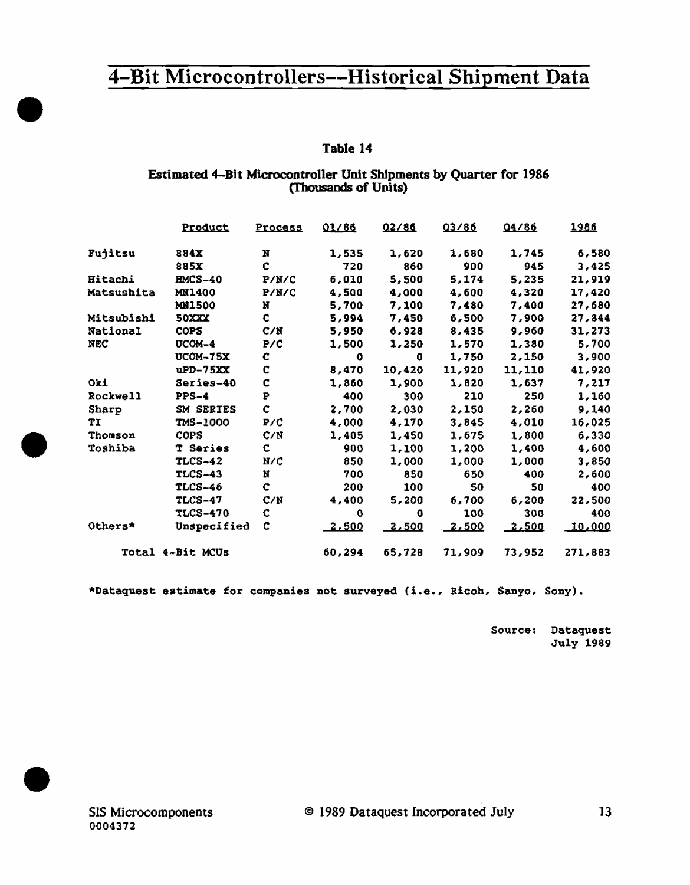# 4-Bit Microcontrollers--Historical Shipment Data

**Table 14**

**Estimated 4-Bit Microcontroller Unit Shipments by Quarter for 1986 (Thousands of Units)**

| | Product | Process | Q1/86 | Q2/86 | Q3/86 | Q4/86 | 1986 |
|---|---|---|---|---|---|---|---|
| Fujitsu | 884X | N | 1,535 | 1,620 | 1,680 | 1,745 | 6,580 |
| | 885X | C | 720 | 860 | 900 | 945 | 3,425 |
| Hitachi | HMCS-40 | P/N/C | 6,010 | 5,500 | 5,174 | 5,235 | 21,919 |
| Matsushita | MN1400 | P/N/C | 4,500 | 4,000 | 4,600 | 4,320 | 17,420 |
| | MN1500 | N | 5,700 | 7,100 | 7,480 | 7,400 | 27,680 |
| Mitsubishi | 50XXX | C | 5,994 | 7,450 | 6,500 | 7,900 | 27,844 |
| National | COPS | C/N | 5,950 | 6,928 | 8,435 | 9,960 | 31,273 |
| NEC | UCOM-4 | P/C | 1,500 | 1,250 | 1,570 | 1,380 | 5,700 |
| | UCOM-75X | C | 0 | 0 | 1,750 | 2,150 | 3,900 |
| | uPD-75XX | C | 8,470 | 10,420 | 11,920 | 11,110 | 41,920 |
| Oki | Series-40 | C | 1,860 | 1,900 | 1,820 | 1,637 | 7,217 |
| Rockwell | PPS-4 | P | 400 | 300 | 210 | 250 | 1,160 |
| Sharp | SM SERIES | C | 2,700 | 2,030 | 2,150 | 2,260 | 9,140 |
| TI | TMS-1000 | P/C | 4,000 | 4,170 | 3,845 | 4,010 | 16,025 |
| Thomson | COPS | C/N | 1,405 | 1,450 | 1,675 | 1,800 | 6,330 |
| Toshiba | T Series | C | 900 | 1,100 | 1,200 | 1,400 | 4,600 |
| | TLCS-42 | N/C | 850 | 1,000 | 1,000 | 1,000 | 3,850 |
| | TLCS-43 | N | 700 | 850 | 650 | 400 | 2,600 |
| | TLCS-46 | C | 200 | 100 | 50 | 50 | 400 |
| | TLCS-47 | C/N | 4,400 | 5,200 | 6,700 | 6,200 | 22,500 |
| | TLCS-470 | C | 0 | 0 | 100 | 300 | 400 |
| Others* | Unspecified | C | 2,500 | 2,500 | 2,500 | 2,500 | 10,000 |
| Total 4-Bit MCUs | | | 60,294 | 65,728 | 71,909 | 73,952 | 271,883 |

*Dataquest estimate for companies not surveyed (i.e., Ricoh, Sanyo, Sony).

Source: Dataquest
July 1989

SIS Microcomponents
0004372

© 1989 Dataquest Incorporated July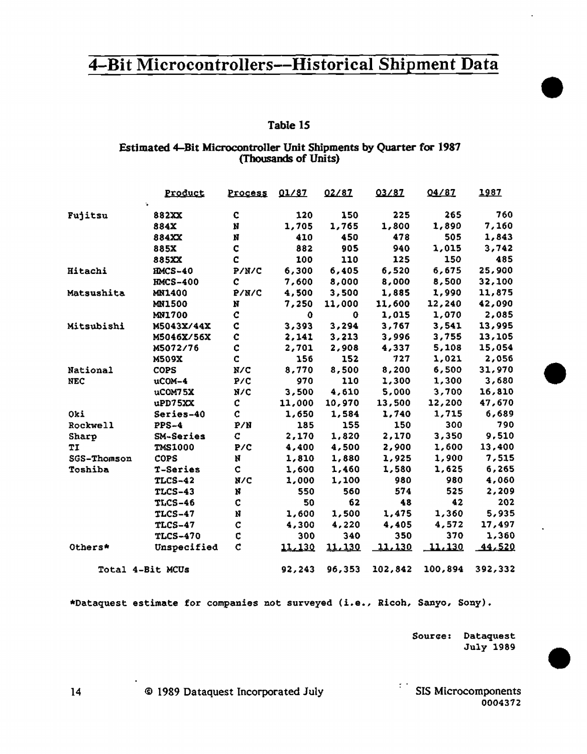# 4-Bit Microcontrollers—Historical Shipment Data

**Table 15**

**Estimated 4-Bit Microcontroller Unit Shipments by Quarter for 1987 (Thousands of Units)**

| | Product | Process | Q1/87 | Q2/87 | Q3/87 | Q4/87 | 1987 |
|---|---|---|---|---|---|---|---|
| Fujitsu | 882XX | C | 120 | 150 | 225 | 265 | 760 |
| | 884X | N | 1,705 | 1,765 | 1,800 | 1,890 | 7,160 |
| | 884XX | N | 410 | 450 | 478 | 505 | 1,843 |
| | 885X | C | 882 | 905 | 940 | 1,015 | 3,742 |
| | 885XX | C | 100 | 110 | 125 | 150 | 485 |
| Hitachi | HMCS-40 | P/N/C | 6,300 | 6,405 | 6,520 | 6,675 | 25,900 |
| | HMCS-400 | C | 7,600 | 8,000 | 8,000 | 8,500 | 32,100 |
| Matsushita | MN1400 | P/N/C | 4,500 | 3,500 | 1,885 | 1,990 | 11,875 |
| | MN1500 | N | 7,250 | 11,000 | 11,600 | 12,240 | 42,090 |
| | MN1700 | C | 0 | 0 | 1,015 | 1,070 | 2,085 |
| Mitsubishi | M5043X/44X | C | 3,393 | 3,294 | 3,767 | 3,541 | 13,995 |
| | M5046X/56X | C | 2,141 | 3,213 | 3,996 | 3,755 | 13,105 |
| | M5072/76 | C | 2,701 | 2,908 | 4,337 | 5,108 | 15,054 |
| | M509X | C | 156 | 152 | 727 | 1,021 | 2,056 |
| National | COPS | N/C | 8,770 | 8,500 | 8,200 | 6,500 | 31,970 |
| NEC | uCOM-4 | P/C | 970 | 110 | 1,300 | 1,300 | 3,680 |
| | uCOM75X | N/C | 3,500 | 4,610 | 5,000 | 3,700 | 16,810 |
| | uPD75XX | C | 11,000 | 10,970 | 13,500 | 12,200 | 47,670 |
| Oki | Series-40 | C | 1,650 | 1,584 | 1,740 | 1,715 | 6,689 |
| Rockwell | PPS-4 | P/N | 185 | 155 | 150 | 300 | 790 |
| Sharp | SM-Series | C | 2,170 | 1,820 | 2,170 | 3,350 | 9,510 |
| TI | TMS1000 | P/C | 4,400 | 4,500 | 2,900 | 1,600 | 13,400 |
| SGS-Thomson | COPS | N | 1,810 | 1,880 | 1,925 | 1,900 | 7,515 |
| Toshiba | T-Series | C | 1,600 | 1,460 | 1,580 | 1,625 | 6,265 |
| | TLCS-42 | N/C | 1,000 | 1,100 | 980 | 980 | 4,060 |
| | TLCS-43 | N | 550 | 560 | 574 | 525 | 2,209 |
| | TLCS-46 | C | 50 | 62 | 48 | 42 | 202 |
| | TLCS-47 | N | 1,600 | 1,500 | 1,475 | 1,360 | 5,935 |
| | TLCS-47 | C | 4,300 | 4,220 | 4,405 | 4,572 | 17,497 |
| | TLCS-470 | C | 300 | 340 | 350 | 370 | 1,360 |
| Others* | Unspecified | C | 11,130 | 11,130 | 11,130 | 11,130 | 44,520 |
| Total 4-Bit MCUs | | | 92,243 | 96,353 | 102,842 | 100,894 | 392,332 |

*Dataquest estimate for companies not surveyed (i.e., Ricoh, Sanyo, Sony).

Source: Dataquest
July 1989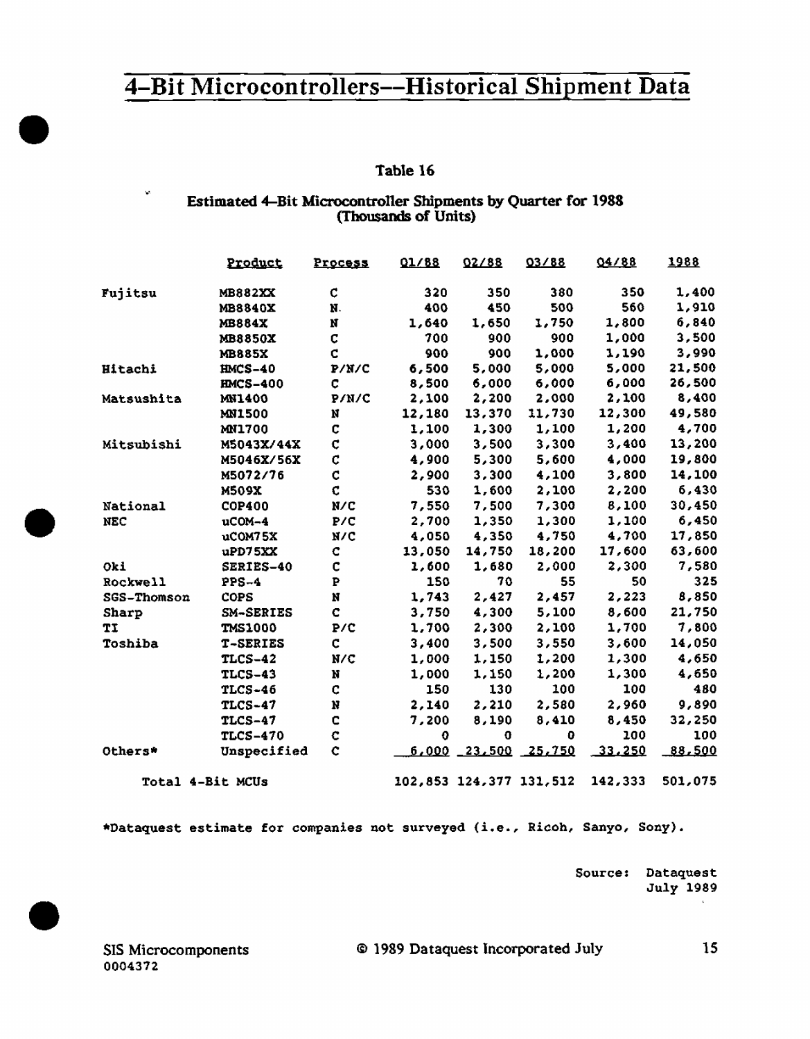# 4-Bit Microcontrollers--Historical Shipment Data

### Table 16

**Estimated 4-Bit Microcontroller Shipments by Quarter for 1988**
**(Thousands of Units)**

| | Product | Process | Q1/88 | Q2/88 | Q3/88 | Q4/88 | 1988 |
|---|---|---|---|---|---|---|---|
| Fujitsu | MB882XX | C | 320 | 350 | 380 | 350 | 1,400 |
| | MB8840X | N | 400 | 450 | 500 | 560 | 1,910 |
| | MB884X | N | 1,640 | 1,650 | 1,750 | 1,800 | 6,840 |
| | MB8850X | C | 700 | 900 | 900 | 1,000 | 3,500 |
| | MB885X | C | 900 | 900 | 1,000 | 1,190 | 3,990 |
| Hitachi | HMCS-40 | P/N/C | 6,500 | 5,000 | 5,000 | 5,000 | 21,500 |
| | HMCS-400 | C | 8,500 | 6,000 | 6,000 | 6,000 | 26,500 |
| Matsushita | MN1400 | P/N/C | 2,100 | 2,200 | 2,000 | 2,100 | 8,400 |
| | MN1500 | N | 12,180 | 13,370 | 11,730 | 12,300 | 49,580 |
| | MN1700 | C | 1,100 | 1,300 | 1,100 | 1,200 | 4,700 |
| Mitsubishi | M5043X/44X | C | 3,000 | 3,500 | 3,300 | 3,400 | 13,200 |
| | M5046X/56X | C | 4,900 | 5,300 | 5,600 | 4,000 | 19,800 |
| | M5072/76 | C | 2,900 | 3,300 | 4,100 | 3,800 | 14,100 |
| | M509X | C | 530 | 1,600 | 2,100 | 2,200 | 6,430 |
| National | COP400 | N/C | 7,550 | 7,500 | 7,300 | 8,100 | 30,450 |
| NEC | uCOM-4 | P/C | 2,700 | 1,350 | 1,300 | 1,100 | 6,450 |
| | uCOM75X | N/C | 4,050 | 4,350 | 4,750 | 4,700 | 17,850 |
| | uPD75XX | C | 13,050 | 14,750 | 18,200 | 17,600 | 63,600 |
| Oki | SERIES-40 | C | 1,600 | 1,680 | 2,000 | 2,300 | 7,580 |
| Rockwell | PPS-4 | P | 150 | 70 | 55 | 50 | 325 |
| SGS-Thomson | COPS | N | 1,743 | 2,427 | 2,457 | 2,223 | 8,850 |
| Sharp | SM-SERIES | C | 3,750 | 4,300 | 5,100 | 8,600 | 21,750 |
| TI | TMS1000 | P/C | 1,700 | 2,300 | 2,100 | 1,700 | 7,800 |
| Toshiba | T-SERIES | C | 3,400 | 3,500 | 3,550 | 3,600 | 14,050 |
| | TLCS-42 | N/C | 1,000 | 1,150 | 1,200 | 1,300 | 4,650 |
| | TLCS-43 | N | 1,000 | 1,150 | 1,200 | 1,300 | 4,650 |
| | TLCS-46 | C | 150 | 130 | 100 | 100 | 480 |
| | TLCS-47 | N | 2,140 | 2,210 | 2,580 | 2,960 | 9,890 |
| | TLCS-47 | C | 7,200 | 8,190 | 8,410 | 8,450 | 32,250 |
| | TLCS-470 | C | 0 | 0 | 0 | 100 | 100 |
| Others* | Unspecified | C | 6,000 | 23,500 | 25,750 | 33,250 | 88,500 |
| Total 4-Bit MCUs | | | 102,853 | 124,377 | 131,512 | 142,333 | 501,075 |

*Dataquest estimate for companies not surveyed (i.e., Ricoh, Sanyo, Sony).

Source: Dataquest
July 1989

SIS Microcomponents
0004372

© 1989 Dataquest Incorporated July